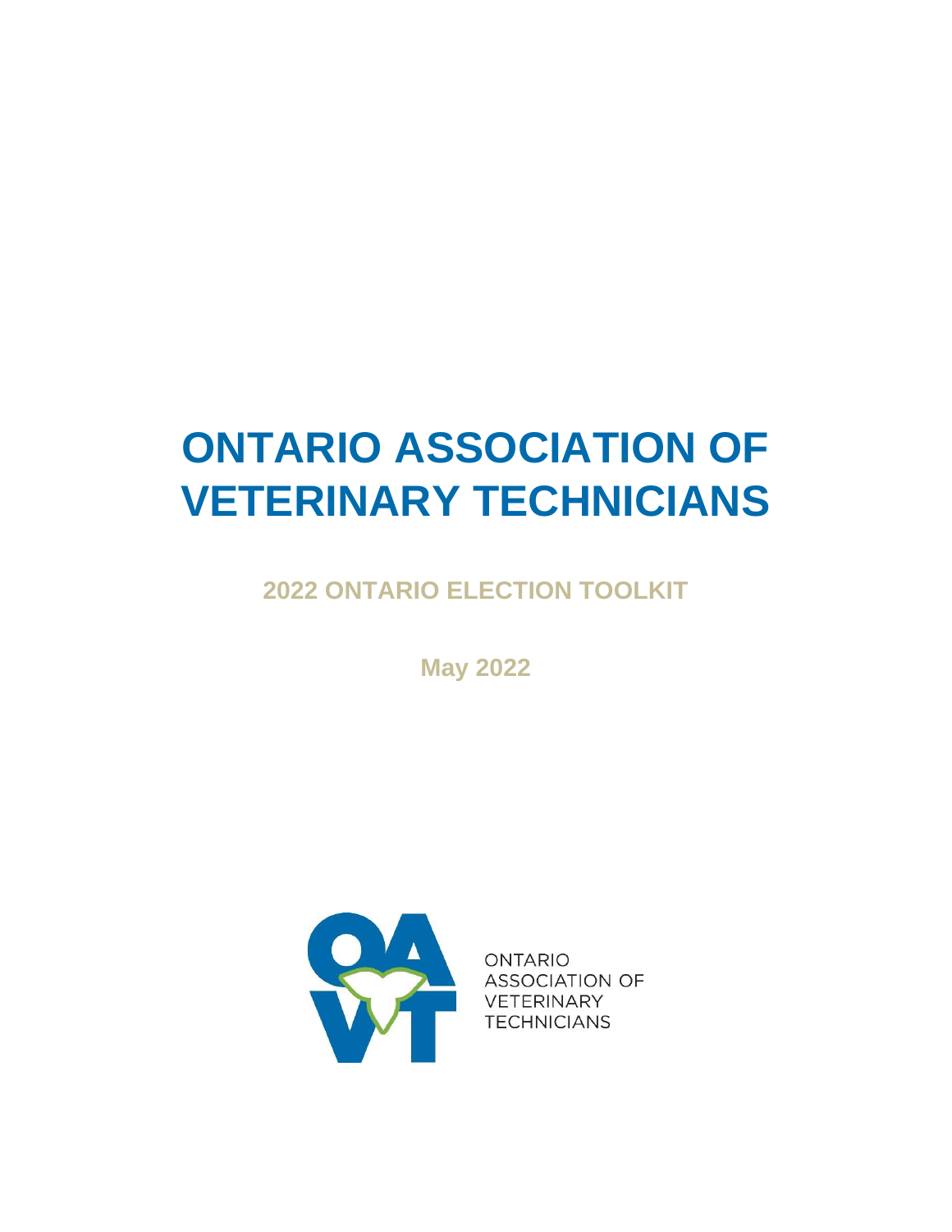# ONTARIO ASSOCIATION OF VETERINARY TECHNICIANS

## 2022 ONTARIO ELECTION TOOLKIT

**May 2022**

ONTARIO
ASSOCIATION OF
VETERINARY
TECHNICIANS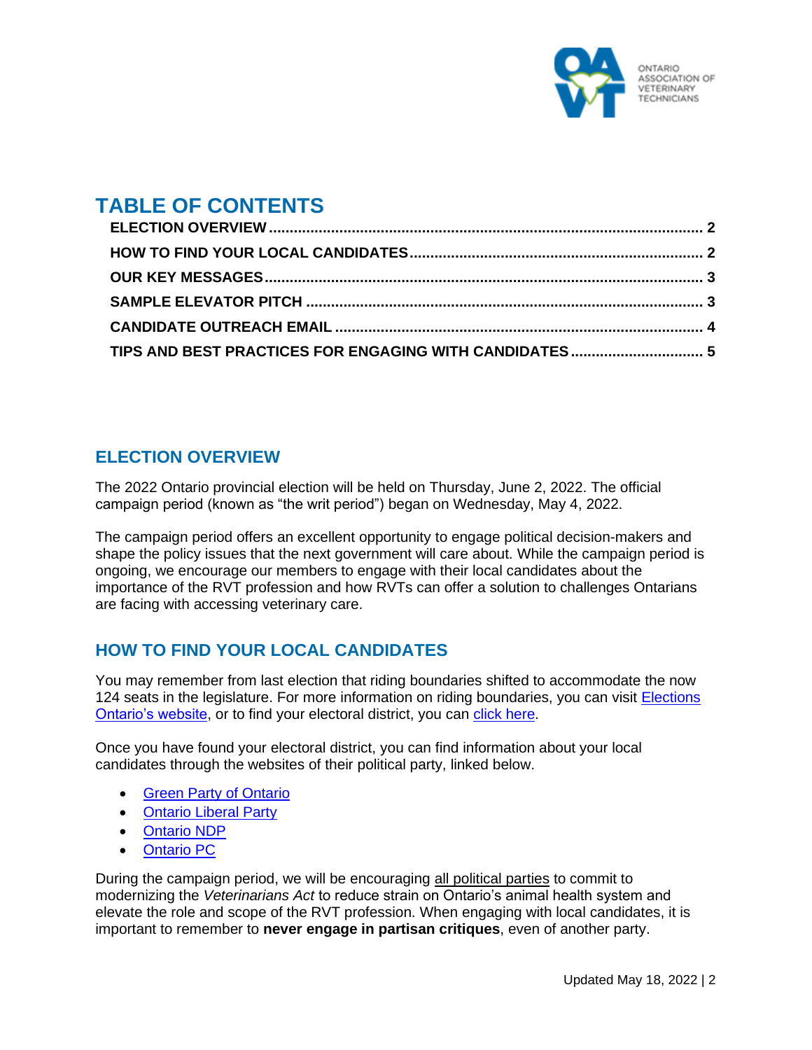# TABLE OF CONTENTS

- ELECTION OVERVIEW ..... 2
- HOW TO FIND YOUR LOCAL CANDIDATES ..... 2
- OUR KEY MESSAGES ..... 3
- SAMPLE ELEVATOR PITCH ..... 3
- CANDIDATE OUTREACH EMAIL ..... 4
- TIPS AND BEST PRACTICES FOR ENGAGING WITH CANDIDATES ..... 5

## ELECTION OVERVIEW

The 2022 Ontario provincial election will be held on Thursday, June 2, 2022. The official campaign period (known as "the writ period") began on Wednesday, May 4, 2022.

The campaign period offers an excellent opportunity to engage political decision-makers and shape the policy issues that the next government will care about. While the campaign period is ongoing, we encourage our members to engage with their local candidates about the importance of the RVT profession and how RVTs can offer a solution to challenges Ontarians are facing with accessing veterinary care.

## HOW TO FIND YOUR LOCAL CANDIDATES

You may remember from last election that riding boundaries shifted to accommodate the now 124 seats in the legislature. For more information on riding boundaries, you can visit Elections Ontario's website, or to find your electoral district, you can click here.

Once you have found your electoral district, you can find information about your local candidates through the websites of their political party, linked below.

- Green Party of Ontario
- Ontario Liberal Party
- Ontario NDP
- Ontario PC

During the campaign period, we will be encouraging all political parties to commit to modernizing the *Veterinarians Act* to reduce strain on Ontario's animal health system and elevate the role and scope of the RVT profession. When engaging with local candidates, it is important to remember to **never engage in partisan critiques**, even of another party.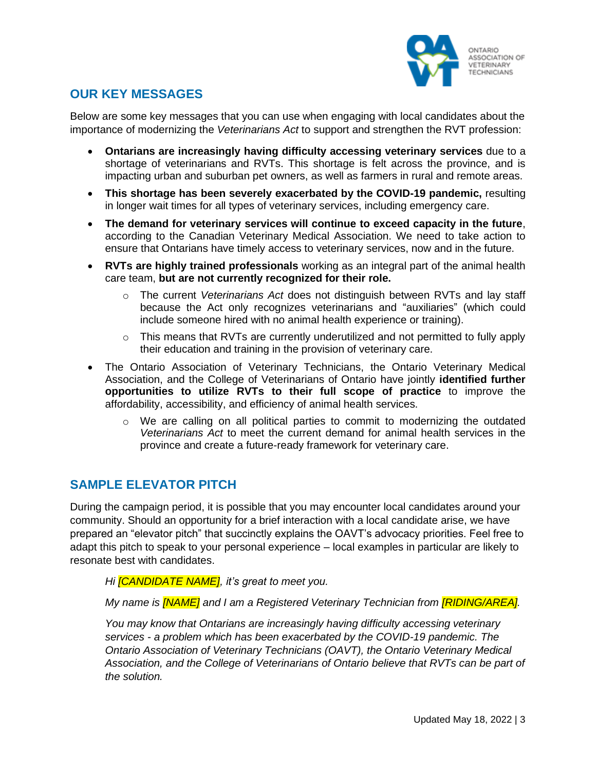## OUR KEY MESSAGES

Below are some key messages that you can use when engaging with local candidates about the importance of modernizing the *Veterinarians Act* to support and strengthen the RVT profession:

- **Ontarians are increasingly having difficulty accessing veterinary services** due to a shortage of veterinarians and RVTs. This shortage is felt across the province, and is impacting urban and suburban pet owners, as well as farmers in rural and remote areas.
- **This shortage has been severely exacerbated by the COVID-19 pandemic,** resulting in longer wait times for all types of veterinary services, including emergency care.
- **The demand for veterinary services will continue to exceed capacity in the future**, according to the Canadian Veterinary Medical Association. We need to take action to ensure that Ontarians have timely access to veterinary services, now and in the future.
- **RVTs are highly trained professionals** working as an integral part of the animal health care team, **but are not currently recognized for their role.**
  - The current *Veterinarians Act* does not distinguish between RVTs and lay staff because the Act only recognizes veterinarians and "auxiliaries" (which could include someone hired with no animal health experience or training).
  - This means that RVTs are currently underutilized and not permitted to fully apply their education and training in the provision of veterinary care.
- The Ontario Association of Veterinary Technicians, the Ontario Veterinary Medical Association, and the College of Veterinarians of Ontario have jointly **identified further opportunities to utilize RVTs to their full scope of practice** to improve the affordability, accessibility, and efficiency of animal health services.
  - We are calling on all political parties to commit to modernizing the outdated *Veterinarians Act* to meet the current demand for animal health services in the province and create a future-ready framework for veterinary care.

## SAMPLE ELEVATOR PITCH

During the campaign period, it is possible that you may encounter local candidates around your community. Should an opportunity for a brief interaction with a local candidate arise, we have prepared an "elevator pitch" that succinctly explains the OAVT's advocacy priorities. Feel free to adapt this pitch to speak to your personal experience – local examples in particular are likely to resonate best with candidates.

*Hi [CANDIDATE NAME], it's great to meet you.*

*My name is [NAME] and I am a Registered Veterinary Technician from [RIDING/AREA].*

*You may know that Ontarians are increasingly having difficulty accessing veterinary services - a problem which has been exacerbated by the COVID-19 pandemic. The Ontario Association of Veterinary Technicians (OAVT), the Ontario Veterinary Medical Association, and the College of Veterinarians of Ontario believe that RVTs can be part of the solution.*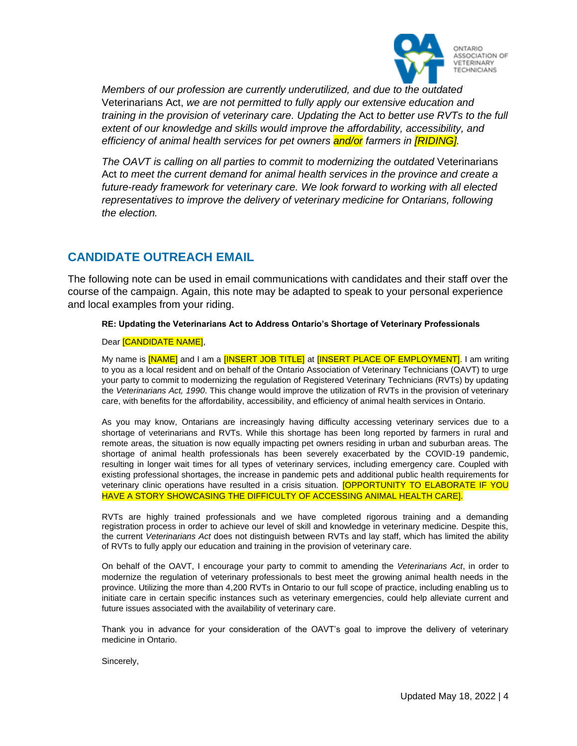*Members of our profession are currently underutilized, and due to the outdated* Veterinarians Act, *we are not permitted to fully apply our extensive education and training in the provision of veterinary care. Updating the* Act *to better use RVTs to the full extent of our knowledge and skills would improve the affordability, accessibility, and efficiency of animal health services for pet owners and/or farmers in [RIDING].*

*The OAVT is calling on all parties to commit to modernizing the outdated* Veterinarians Act *to meet the current demand for animal health services in the province and create a future-ready framework for veterinary care. We look forward to working with all elected representatives to improve the delivery of veterinary medicine for Ontarians, following the election.*

## CANDIDATE OUTREACH EMAIL

The following note can be used in email communications with candidates and their staff over the course of the campaign. Again, this note may be adapted to speak to your personal experience and local examples from your riding.

**RE: Updating the Veterinarians Act to Address Ontario's Shortage of Veterinary Professionals**

Dear [CANDIDATE NAME],

My name is [NAME] and I am a [INSERT JOB TITLE] at [INSERT PLACE OF EMPLOYMENT]. I am writing to you as a local resident and on behalf of the Ontario Association of Veterinary Technicians (OAVT) to urge your party to commit to modernizing the regulation of Registered Veterinary Technicians (RVTs) by updating the *Veterinarians Act, 1990*. This change would improve the utilization of RVTs in the provision of veterinary care, with benefits for the affordability, accessibility, and efficiency of animal health services in Ontario.

As you may know, Ontarians are increasingly having difficulty accessing veterinary services due to a shortage of veterinarians and RVTs. While this shortage has been long reported by farmers in rural and remote areas, the situation is now equally impacting pet owners residing in urban and suburban areas. The shortage of animal health professionals has been severely exacerbated by the COVID-19 pandemic, resulting in longer wait times for all types of veterinary services, including emergency care. Coupled with existing professional shortages, the increase in pandemic pets and additional public health requirements for veterinary clinic operations have resulted in a crisis situation. [OPPORTUNITY TO ELABORATE IF YOU HAVE A STORY SHOWCASING THE DIFFICULTY OF ACCESSING ANIMAL HEALTH CARE].

RVTs are highly trained professionals and we have completed rigorous training and a demanding registration process in order to achieve our level of skill and knowledge in veterinary medicine. Despite this, the current *Veterinarians Act* does not distinguish between RVTs and lay staff, which has limited the ability of RVTs to fully apply our education and training in the provision of veterinary care.

On behalf of the OAVT, I encourage your party to commit to amending the *Veterinarians Act*, in order to modernize the regulation of veterinary professionals to best meet the growing animal health needs in the province. Utilizing the more than 4,200 RVTs in Ontario to our full scope of practice, including enabling us to initiate care in certain specific instances such as veterinary emergencies, could help alleviate current and future issues associated with the availability of veterinary care.

Thank you in advance for your consideration of the OAVT's goal to improve the delivery of veterinary medicine in Ontario.

Sincerely,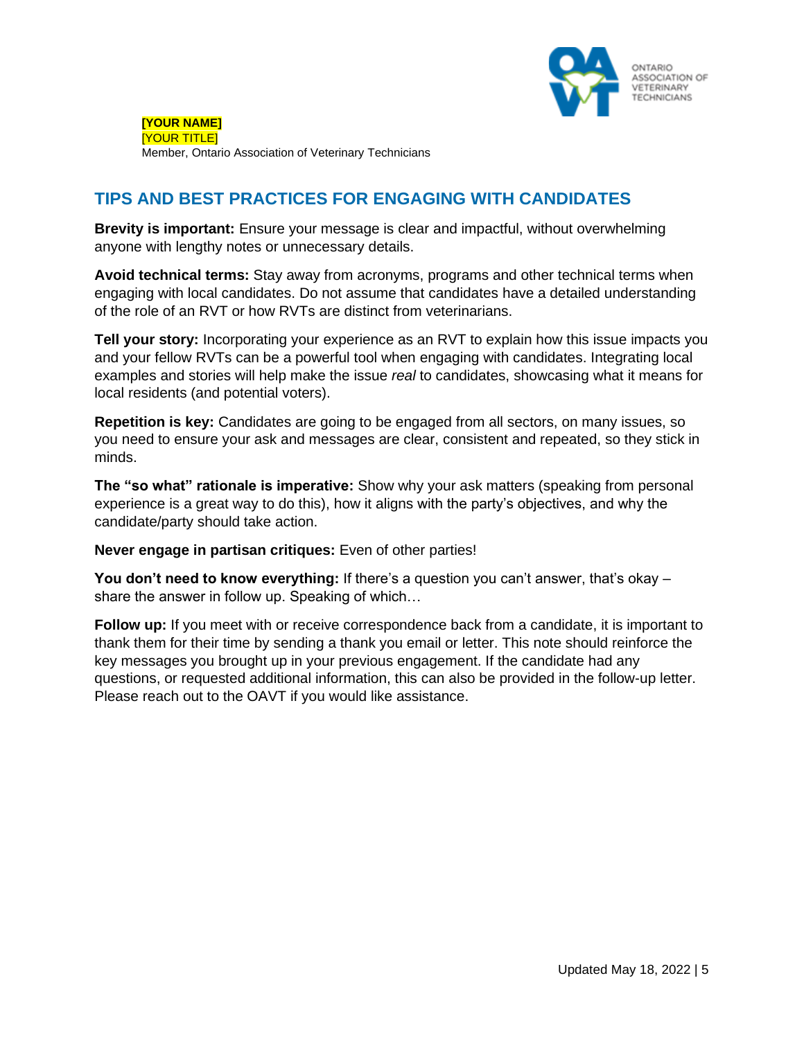**[YOUR NAME]**
[YOUR TITLE]
Member, Ontario Association of Veterinary Technicians

## TIPS AND BEST PRACTICES FOR ENGAGING WITH CANDIDATES

**Brevity is important:** Ensure your message is clear and impactful, without overwhelming anyone with lengthy notes or unnecessary details.

**Avoid technical terms:** Stay away from acronyms, programs and other technical terms when engaging with local candidates. Do not assume that candidates have a detailed understanding of the role of an RVT or how RVTs are distinct from veterinarians.

**Tell your story:** Incorporating your experience as an RVT to explain how this issue impacts you and your fellow RVTs can be a powerful tool when engaging with candidates. Integrating local examples and stories will help make the issue *real* to candidates, showcasing what it means for local residents (and potential voters).

**Repetition is key:** Candidates are going to be engaged from all sectors, on many issues, so you need to ensure your ask and messages are clear, consistent and repeated, so they stick in minds.

**The "so what" rationale is imperative:** Show why your ask matters (speaking from personal experience is a great way to do this), how it aligns with the party's objectives, and why the candidate/party should take action.

**Never engage in partisan critiques:** Even of other parties!

**You don't need to know everything:** If there's a question you can't answer, that's okay – share the answer in follow up. Speaking of which…

**Follow up:** If you meet with or receive correspondence back from a candidate, it is important to thank them for their time by sending a thank you email or letter. This note should reinforce the key messages you brought up in your previous engagement. If the candidate had any questions, or requested additional information, this can also be provided in the follow-up letter. Please reach out to the OAVT if you would like assistance.

Updated May 18, 2022